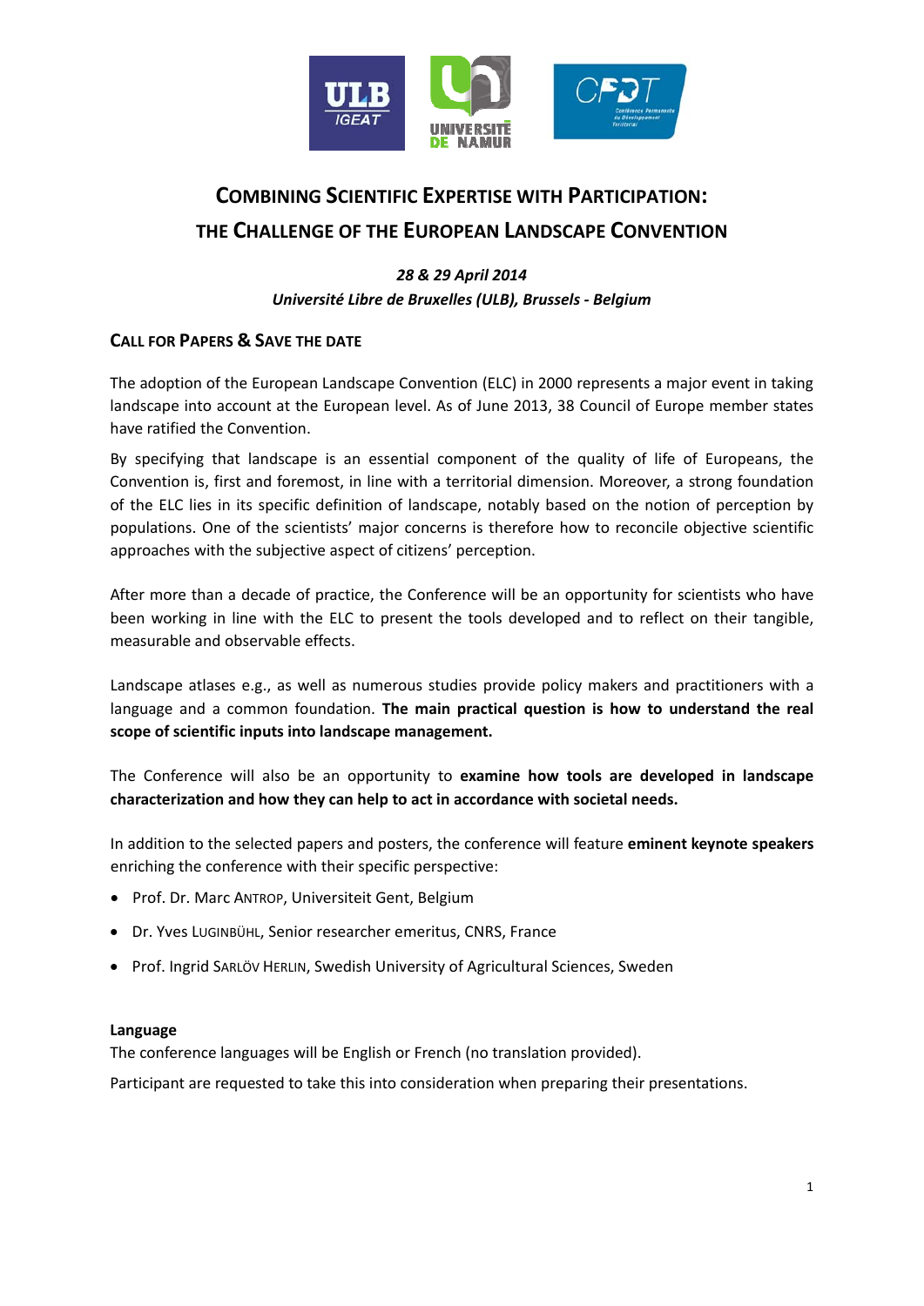# COMBINING SCIENTIFIC EXPERTISE WITH PARTICIPATION: THE CHALLENGE OF THE EUROPEAN LANDSCAPE CONVENTION

***28 & 29 April 2014***

***Université Libre de Bruxelles (ULB), Brussels - Belgium***

## CALL FOR PAPERS & SAVE THE DATE

The adoption of the European Landscape Convention (ELC) in 2000 represents a major event in taking landscape into account at the European level. As of June 2013, 38 Council of Europe member states have ratified the Convention.

By specifying that landscape is an essential component of the quality of life of Europeans, the Convention is, first and foremost, in line with a territorial dimension. Moreover, a strong foundation of the ELC lies in its specific definition of landscape, notably based on the notion of perception by populations. One of the scientists' major concerns is therefore how to reconcile objective scientific approaches with the subjective aspect of citizens' perception.

After more than a decade of practice, the Conference will be an opportunity for scientists who have been working in line with the ELC to present the tools developed and to reflect on their tangible, measurable and observable effects.

Landscape atlases e.g., as well as numerous studies provide policy makers and practitioners with a language and a common foundation. **The main practical question is how to understand the real scope of scientific inputs into landscape management.**

The Conference will also be an opportunity to **examine how tools are developed in landscape characterization and how they can help to act in accordance with societal needs.**

In addition to the selected papers and posters, the conference will feature **eminent keynote speakers** enriching the conference with their specific perspective:

- Prof. Dr. Marc ANTROP, Universiteit Gent, Belgium
- Dr. Yves LUGINBÜHL, Senior researcher emeritus, CNRS, France
- Prof. Ingrid SARLÖV HERLIN, Swedish University of Agricultural Sciences, Sweden

**Language**

The conference languages will be English or French (no translation provided).

Participant are requested to take this into consideration when preparing their presentations.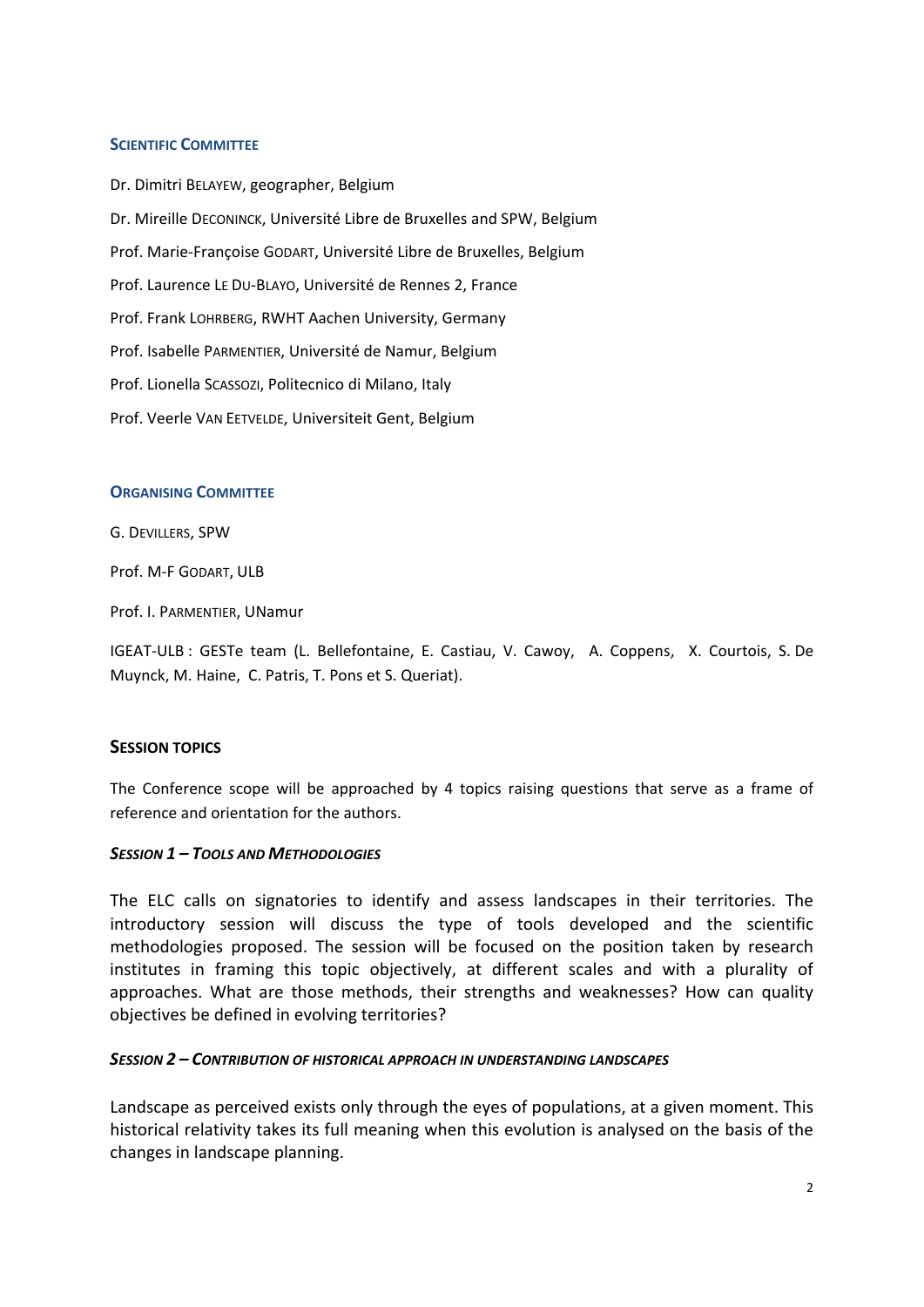## Scientific Committee

Dr. Dimitri Belayew, geographer, Belgium

Dr. Mireille Deconinck, Université Libre de Bruxelles and SPW, Belgium

Prof. Marie-Françoise Godart, Université Libre de Bruxelles, Belgium

Prof. Laurence Le Du-Blayo, Université de Rennes 2, France

Prof. Frank Lohrberg, RWHT Aachen University, Germany

Prof. Isabelle Parmentier, Université de Namur, Belgium

Prof. Lionella Scassozi, Politecnico di Milano, Italy

Prof. Veerle Van Eetvelde, Universiteit Gent, Belgium

## Organising Committee

G. Devillers, SPW

Prof. M-F Godart, ULB

Prof. I. Parmentier, UNamur

IGEAT-ULB : GESTe team (L. Bellefontaine, E. Castiau, V. Cawoy, A. Coppens, X. Courtois, S. De Muynck, M. Haine, C. Patris, T. Pons et S. Queriat).

## Session topics

The Conference scope will be approached by 4 topics raising questions that serve as a frame of reference and orientation for the authors.

### *Session 1 – Tools and Methodologies*

The ELC calls on signatories to identify and assess landscapes in their territories. The introductory session will discuss the type of tools developed and the scientific methodologies proposed. The session will be focused on the position taken by research institutes in framing this topic objectively, at different scales and with a plurality of approaches. What are those methods, their strengths and weaknesses? How can quality objectives be defined in evolving territories?

### *Session 2 – Contribution of historical approach in understanding landscapes*

Landscape as perceived exists only through the eyes of populations, at a given moment. This historical relativity takes its full meaning when this evolution is analysed on the basis of the changes in landscape planning.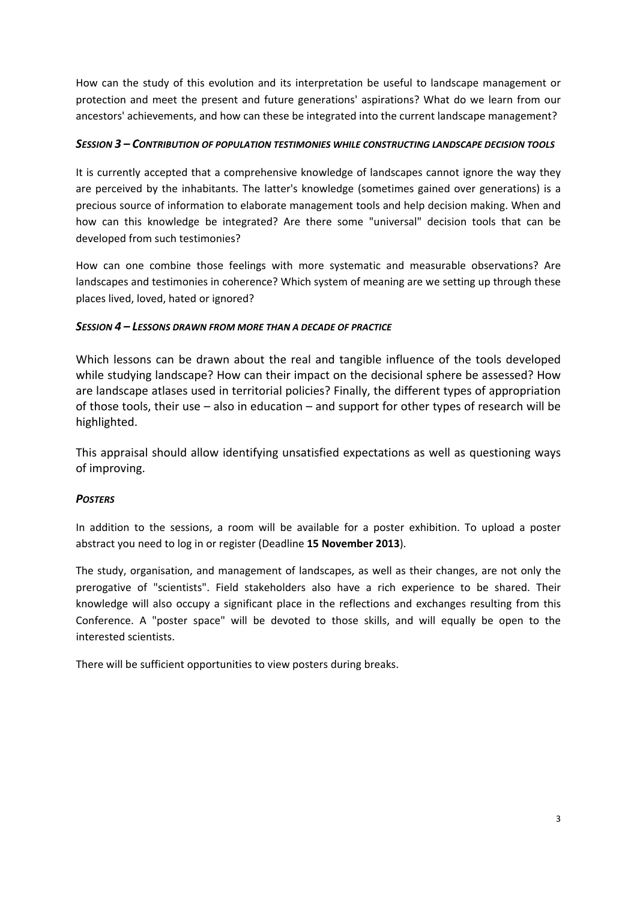How can the study of this evolution and its interpretation be useful to landscape management or protection and meet the present and future generations' aspirations? What do we learn from our ancestors' achievements, and how can these be integrated into the current landscape management?

### *SESSION 3 – CONTRIBUTION OF POPULATION TESTIMONIES WHILE CONSTRUCTING LANDSCAPE DECISION TOOLS*

It is currently accepted that a comprehensive knowledge of landscapes cannot ignore the way they are perceived by the inhabitants. The latter's knowledge (sometimes gained over generations) is a precious source of information to elaborate management tools and help decision making. When and how can this knowledge be integrated? Are there some "universal" decision tools that can be developed from such testimonies?

How can one combine those feelings with more systematic and measurable observations? Are landscapes and testimonies in coherence? Which system of meaning are we setting up through these places lived, loved, hated or ignored?

### *SESSION 4 – LESSONS DRAWN FROM MORE THAN A DECADE OF PRACTICE*

Which lessons can be drawn about the real and tangible influence of the tools developed while studying landscape? How can their impact on the decisional sphere be assessed? How are landscape atlases used in territorial policies? Finally, the different types of appropriation of those tools, their use – also in education – and support for other types of research will be highlighted.

This appraisal should allow identifying unsatisfied expectations as well as questioning ways of improving.

### *POSTERS*

In addition to the sessions, a room will be available for a poster exhibition. To upload a poster abstract you need to log in or register (Deadline **15 November 2013**).

The study, organisation, and management of landscapes, as well as their changes, are not only the prerogative of "scientists". Field stakeholders also have a rich experience to be shared. Their knowledge will also occupy a significant place in the reflections and exchanges resulting from this Conference. A "poster space" will be devoted to those skills, and will equally be open to the interested scientists.

There will be sufficient opportunities to view posters during breaks.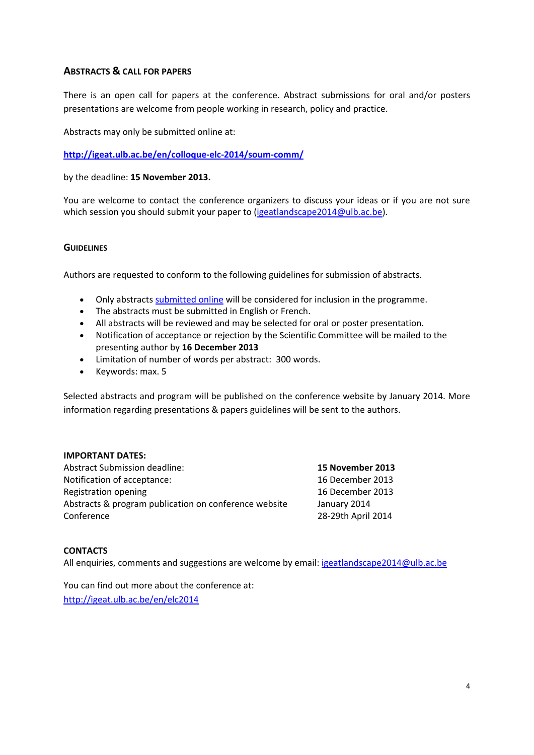## ABSTRACTS & CALL FOR PAPERS

There is an open call for papers at the conference. Abstract submissions for oral and/or posters presentations are welcome from people working in research, policy and practice.

Abstracts may only be submitted online at:

**http://igeat.ulb.ac.be/en/colloque-elc-2014/soum-comm/**

by the deadline: **15 November 2013.**

You are welcome to contact the conference organizers to discuss your ideas or if you are not sure which session you should submit your paper to (igeatlandscape2014@ulb.ac.be).

## GUIDELINES

Authors are requested to conform to the following guidelines for submission of abstracts.

- Only abstracts submitted online will be considered for inclusion in the programme.
- The abstracts must be submitted in English or French.
- All abstracts will be reviewed and may be selected for oral or poster presentation.
- Notification of acceptance or rejection by the Scientific Committee will be mailed to the presenting author by **16 December 2013**
- Limitation of number of words per abstract: 300 words.
- Keywords: max. 5

Selected abstracts and program will be published on the conference website by January 2014. More information regarding presentations & papers guidelines will be sent to the authors.

**IMPORTANT DATES:**

| | |
|---|---|
| Abstract Submission deadline: | **15 November 2013** |
| Notification of acceptance: | 16 December 2013 |
| Registration opening | 16 December 2013 |
| Abstracts & program publication on conference website | January 2014 |
| Conference | 28-29th April 2014 |

**CONTACTS**

All enquiries, comments and suggestions are welcome by email: igeatlandscape2014@ulb.ac.be

You can find out more about the conference at:
http://igeat.ulb.ac.be/en/elc2014